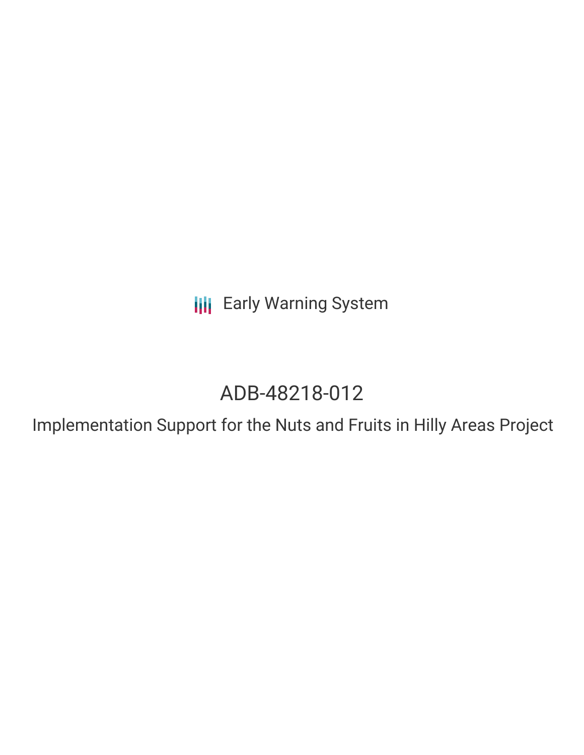Early Warning System

# ADB-48218-012

## Implementation Support for the Nuts and Fruits in Hilly Areas Project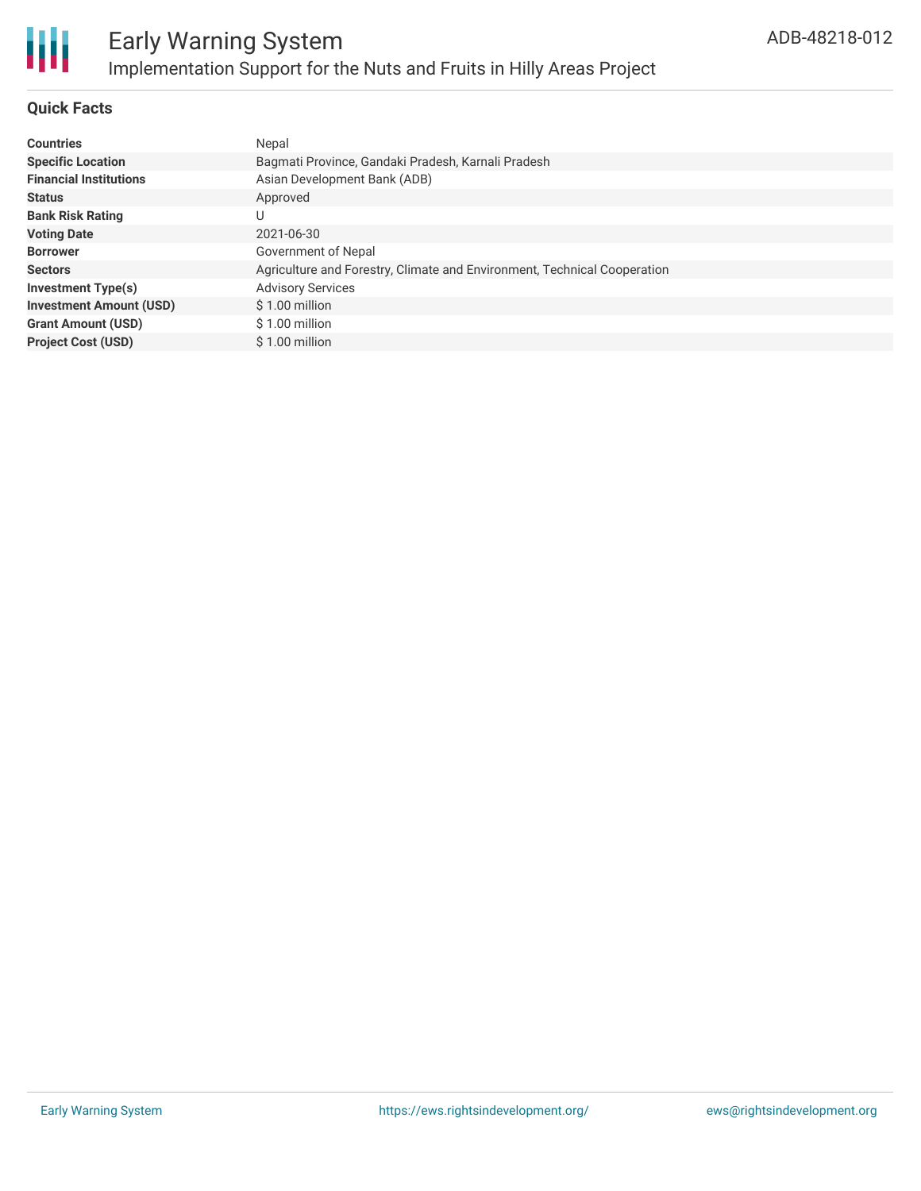# Early Warning System

## Implementation Support for the Nuts and Fruits in Hilly Areas Project

ADB-48218-012

### Quick Facts

| | |
|---|---|
| **Countries** | Nepal |
| **Specific Location** | Bagmati Province, Gandaki Pradesh, Karnali Pradesh |
| **Financial Institutions** | Asian Development Bank (ADB) |
| **Status** | Approved |
| **Bank Risk Rating** | U |
| **Voting Date** | 2021-06-30 |
| **Borrower** | Government of Nepal |
| **Sectors** | Agriculture and Forestry, Climate and Environment, Technical Cooperation |
| **Investment Type(s)** | Advisory Services |
| **Investment Amount (USD)** | $ 1.00 million |
| **Grant Amount (USD)** | $ 1.00 million |
| **Project Cost (USD)** | $ 1.00 million |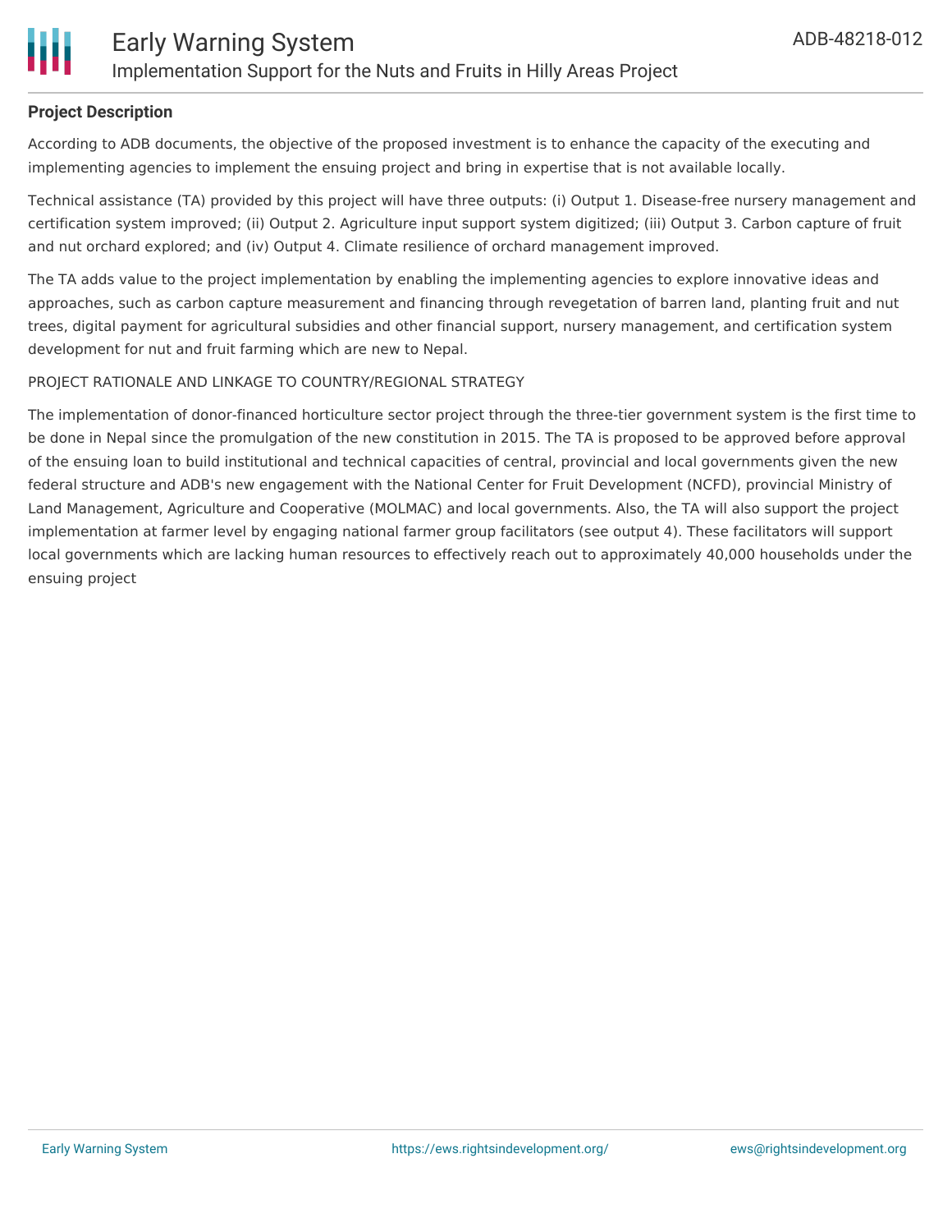## Project Description

According to ADB documents, the objective of the proposed investment is to enhance the capacity of the executing and implementing agencies to implement the ensuing project and bring in expertise that is not available locally.

Technical assistance (TA) provided by this project will have three outputs: (i) Output 1. Disease-free nursery management and certification system improved; (ii) Output 2. Agriculture input support system digitized; (iii) Output 3. Carbon capture of fruit and nut orchard explored; and (iv) Output 4. Climate resilience of orchard management improved.

The TA adds value to the project implementation by enabling the implementing agencies to explore innovative ideas and approaches, such as carbon capture measurement and financing through revegetation of barren land, planting fruit and nut trees, digital payment for agricultural subsidies and other financial support, nursery management, and certification system development for nut and fruit farming which are new to Nepal.

PROJECT RATIONALE AND LINKAGE TO COUNTRY/REGIONAL STRATEGY

The implementation of donor-financed horticulture sector project through the three-tier government system is the first time to be done in Nepal since the promulgation of the new constitution in 2015. The TA is proposed to be approved before approval of the ensuing loan to build institutional and technical capacities of central, provincial and local governments given the new federal structure and ADB's new engagement with the National Center for Fruit Development (NCFD), provincial Ministry of Land Management, Agriculture and Cooperative (MOLMAC) and local governments. Also, the TA will also support the project implementation at farmer level by engaging national farmer group facilitators (see output 4). These facilitators will support local governments which are lacking human resources to effectively reach out to approximately 40,000 households under the ensuing project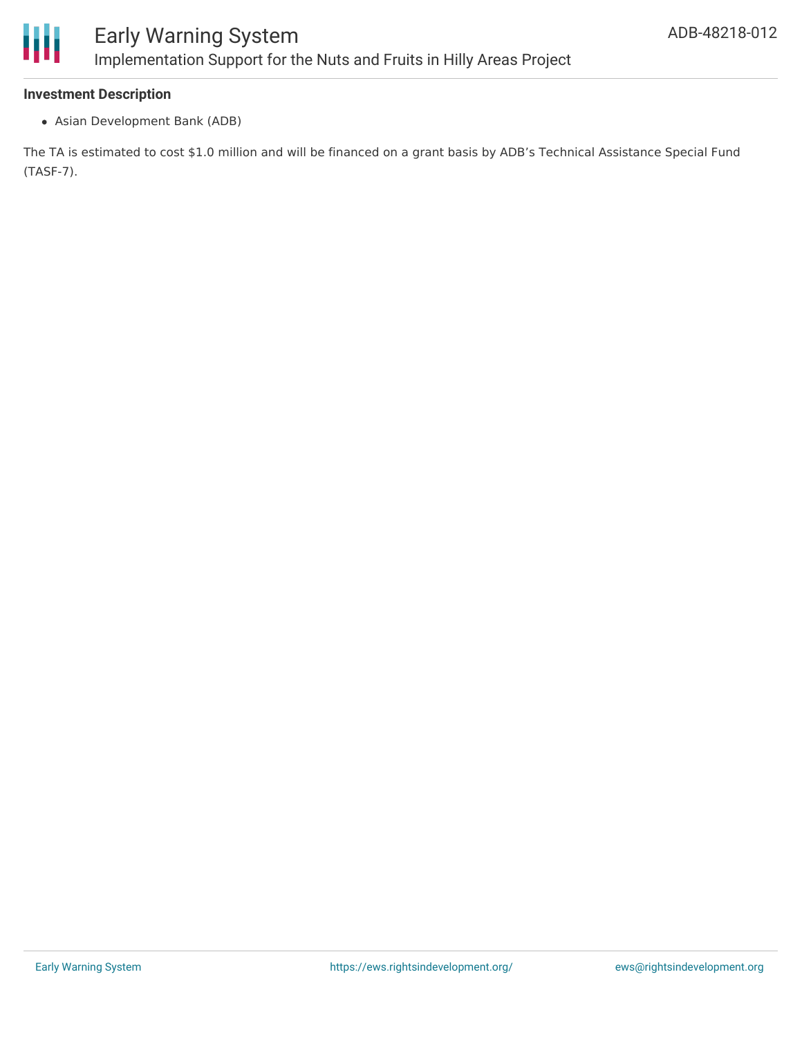### Investment Description

- Asian Development Bank (ADB)

The TA is estimated to cost $1.0 million and will be financed on a grant basis by ADB's Technical Assistance Special Fund (TASF-7).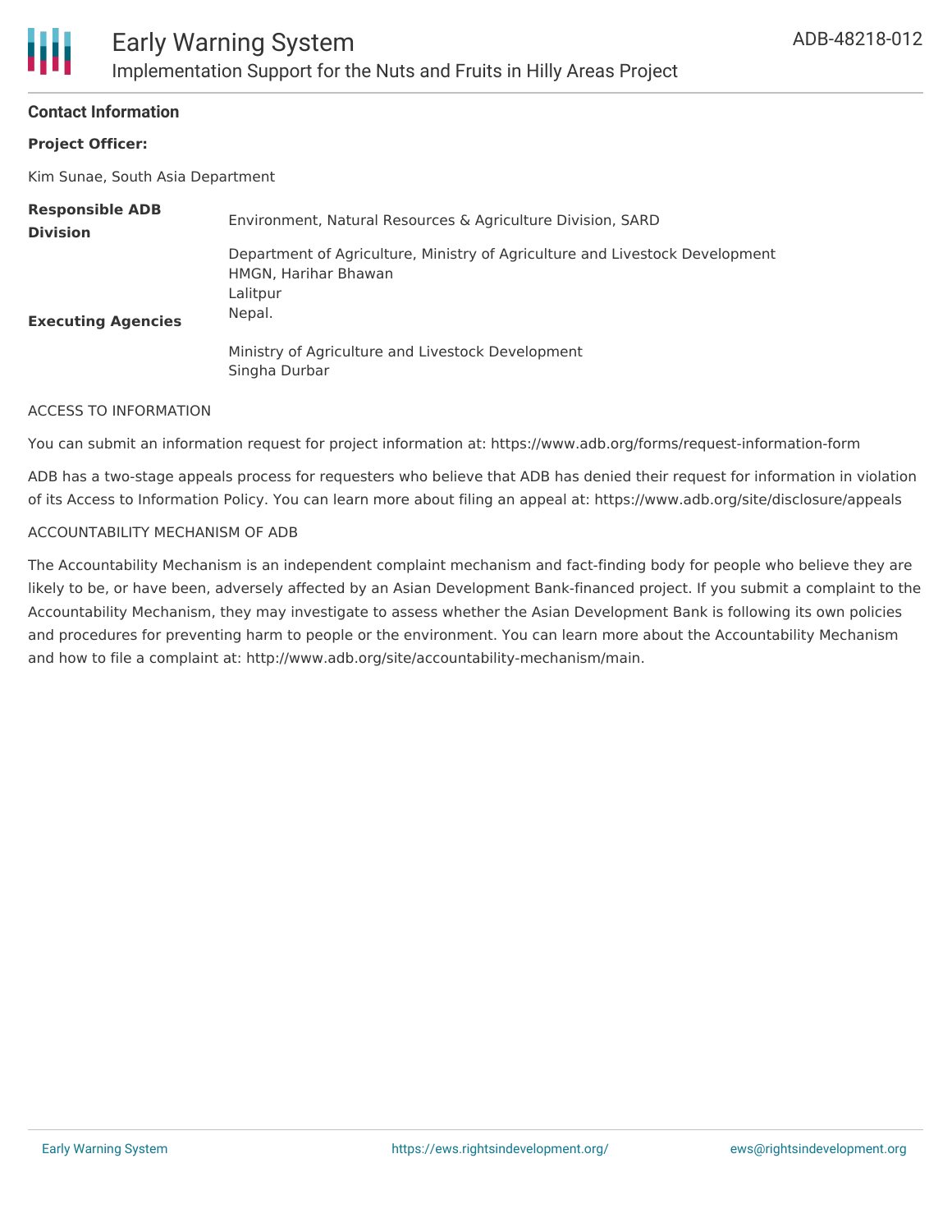### Contact Information

**Project Officer:**

Kim Sunae, South Asia Department

| | |
|---|---|
| **Responsible ADB Division** | Environment, Natural Resources & Agriculture Division, SARD |
| **Executing Agencies** | Department of Agriculture, Ministry of Agriculture and Livestock Development<br>HMGN, Harihar Bhawan<br>Lalitpur<br>Nepal.<br><br>Ministry of Agriculture and Livestock Development<br>Singha Durbar |

ACCESS TO INFORMATION

You can submit an information request for project information at: https://www.adb.org/forms/request-information-form

ADB has a two-stage appeals process for requesters who believe that ADB has denied their request for information in violation of its Access to Information Policy. You can learn more about filing an appeal at: https://www.adb.org/site/disclosure/appeals

ACCOUNTABILITY MECHANISM OF ADB

The Accountability Mechanism is an independent complaint mechanism and fact-finding body for people who believe they are likely to be, or have been, adversely affected by an Asian Development Bank-financed project. If you submit a complaint to the Accountability Mechanism, they may investigate to assess whether the Asian Development Bank is following its own policies and procedures for preventing harm to people or the environment. You can learn more about the Accountability Mechanism and how to file a complaint at: http://www.adb.org/site/accountability-mechanism/main.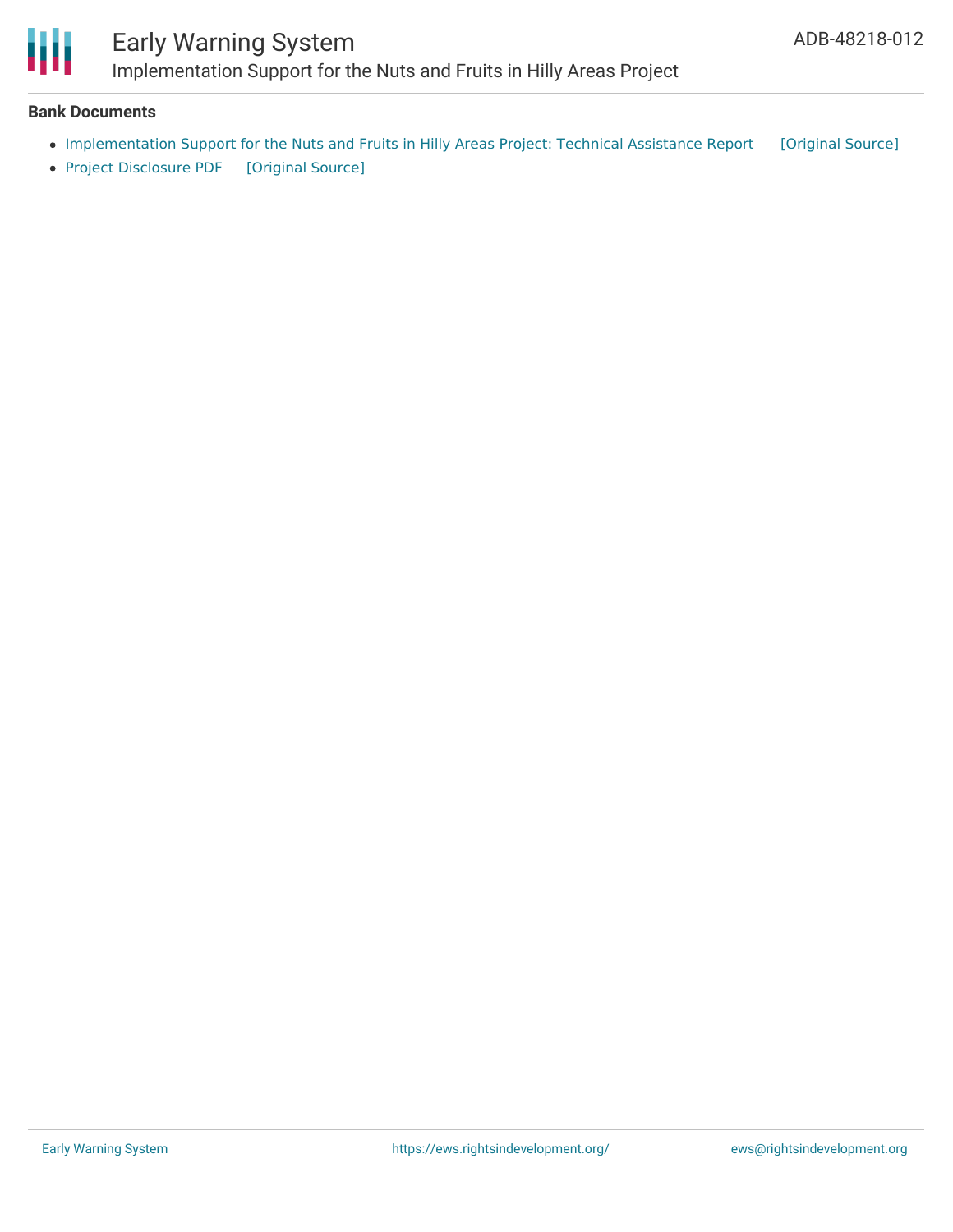**Bank Documents**

- Implementation Support for the Nuts and Fruits in Hilly Areas Project: Technical Assistance Report [Original Source]
- Project Disclosure PDF [Original Source]